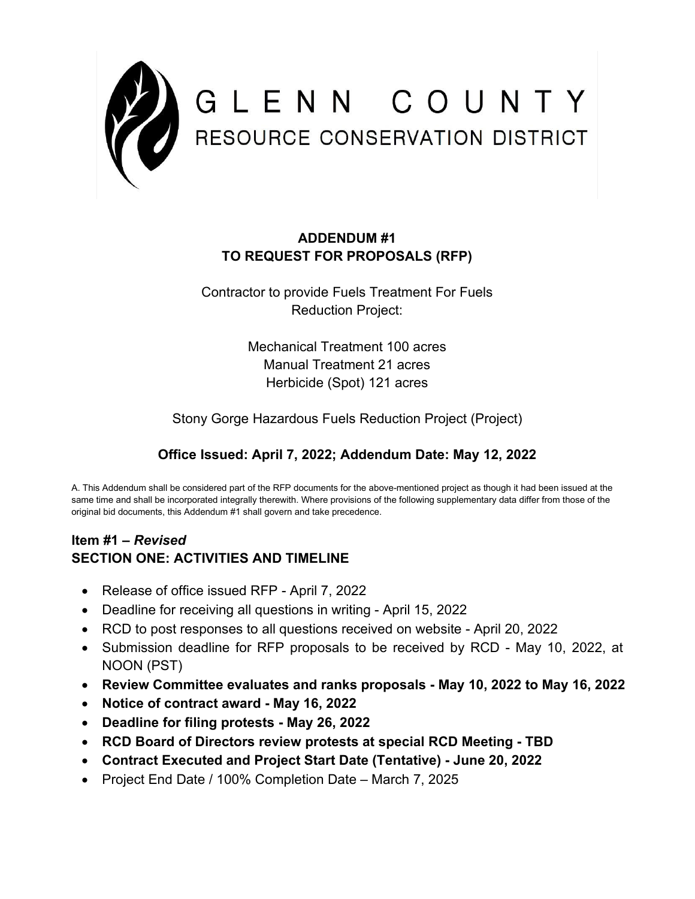# GLENN COUNTY
## RESOURCE CONSERVATION DISTRICT

**ADDENDUM #1**
**TO REQUEST FOR PROPOSALS (RFP)**

Contractor to provide Fuels Treatment For Fuels Reduction Project:

Mechanical Treatment 100 acres
Manual Treatment 21 acres
Herbicide (Spot) 121 acres

Stony Gorge Hazardous Fuels Reduction Project (Project)

**Office Issued: April 7, 2022; Addendum Date: May 12, 2022**

A. This Addendum shall be considered part of the RFP documents for the above-mentioned project as though it had been issued at the same time and shall be incorporated integrally therewith. Where provisions of the following supplementary data differ from those of the original bid documents, this Addendum #1 shall govern and take precedence.

## Item #1 – *Revised*
## SECTION ONE: ACTIVITIES AND TIMELINE

- Release of office issued RFP - April 7, 2022
- Deadline for receiving all questions in writing - April 15, 2022
- RCD to post responses to all questions received on website - April 20, 2022
- Submission deadline for RFP proposals to be received by RCD - May 10, 2022, at NOON (PST)
- **Review Committee evaluates and ranks proposals - May 10, 2022 to May 16, 2022**
- **Notice of contract award - May 16, 2022**
- **Deadline for filing protests - May 26, 2022**
- **RCD Board of Directors review protests at special RCD Meeting - TBD**
- **Contract Executed and Project Start Date (Tentative) - June 20, 2022**
- Project End Date / 100% Completion Date – March 7, 2025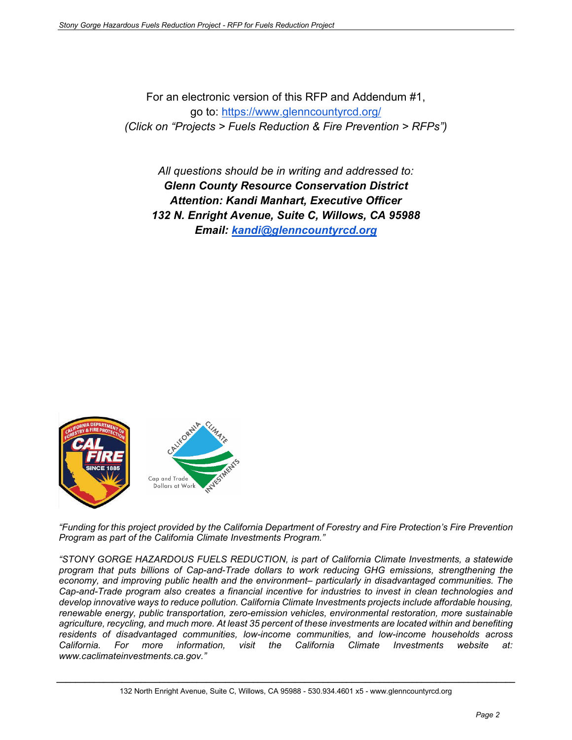For an electronic version of this RFP and Addendum #1, go to: https://www.glenncountyrcd.org/
*(Click on "Projects > Fuels Reduction & Fire Prevention > RFPs")*

*All questions should be in writing and addressed to:*
***Glenn County Resource Conservation District***
***Attention: Kandi Manhart, Executive Officer***
***132 N. Enright Avenue, Suite C, Willows, CA 95988***
***Email: kandi@glenncountyrcd.org***

*"Funding for this project provided by the California Department of Forestry and Fire Protection's Fire Prevention Program as part of the California Climate Investments Program."*

*"STONY GORGE HAZARDOUS FUELS REDUCTION, is part of California Climate Investments, a statewide program that puts billions of Cap-and-Trade dollars to work reducing GHG emissions, strengthening the economy, and improving public health and the environment– particularly in disadvantaged communities. The Cap-and-Trade program also creates a financial incentive for industries to invest in clean technologies and develop innovative ways to reduce pollution. California Climate Investments projects include affordable housing, renewable energy, public transportation, zero-emission vehicles, environmental restoration, more sustainable agriculture, recycling, and much more. At least 35 percent of these investments are located within and benefiting residents of disadvantaged communities, low-income communities, and low-income households across California. For more information, visit the California Climate Investments website at: www.caclimateinvestments.ca.gov."*

132 North Enright Avenue, Suite C, Willows, CA 95988 - 530.934.4601 x5 - www.glenncountyrcd.org